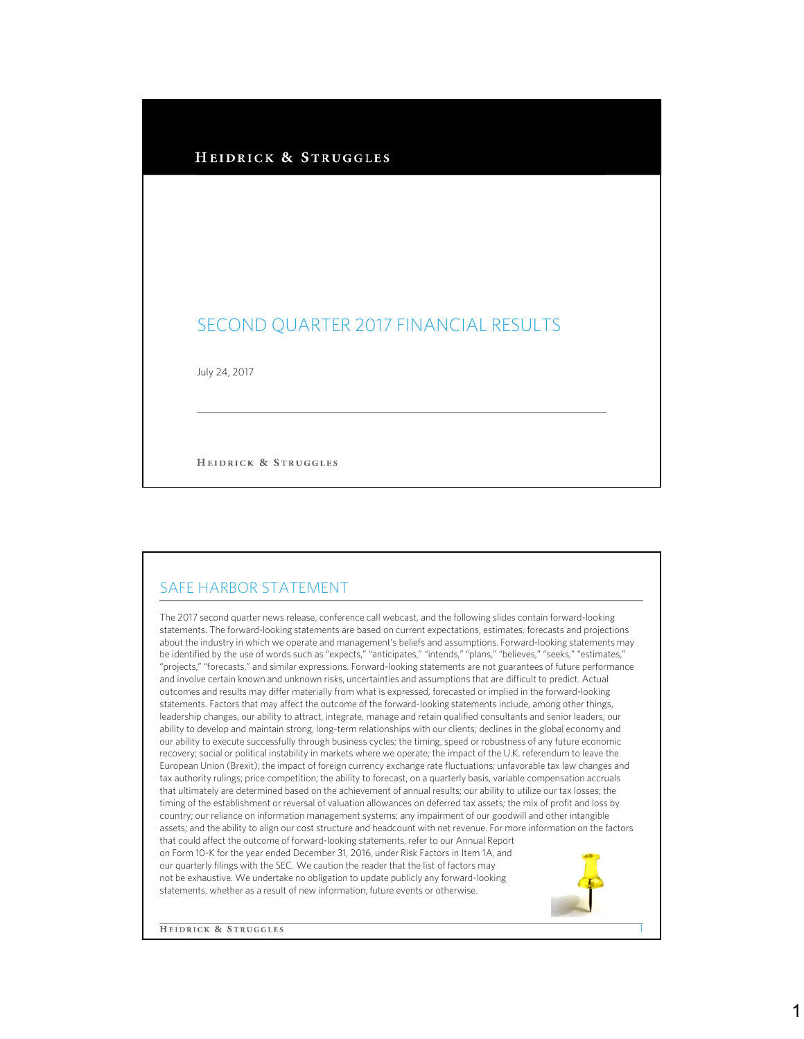# HEIDRICK & STRUGGLES

## SECOND QUARTER 2017 FINANCIAL RESULTS

July 24, 2017

HEIDRICK & STRUGGLES

## SAFE HARBOR STATEMENT

The 2017 second quarter news release, conference call webcast, and the following slides contain forward-looking statements. The forward-looking statements are based on current expectations, estimates, forecasts and projections about the industry in which we operate and management's beliefs and assumptions. Forward-looking statements may be identified by the use of words such as "expects," "anticipates," "intends," "plans," "believes," "seeks," "estimates," "projects," "forecasts," and similar expressions. Forward-looking statements are not guarantees of future performance and involve certain known and unknown risks, uncertainties and assumptions that are difficult to predict. Actual outcomes and results may differ materially from what is expressed, forecasted or implied in the forward-looking statements. Factors that may affect the outcome of the forward-looking statements include, among other things, leadership changes, our ability to attract, integrate, manage and retain qualified consultants and senior leaders; our ability to develop and maintain strong, long-term relationships with our clients; declines in the global economy and our ability to execute successfully through business cycles; the timing, speed or robustness of any future economic recovery; social or political instability in markets where we operate; the impact of the U.K. referendum to leave the European Union (Brexit); the impact of foreign currency exchange rate fluctuations; unfavorable tax law changes and tax authority rulings; price competition; the ability to forecast, on a quarterly basis, variable compensation accruals that ultimately are determined based on the achievement of annual results; our ability to utilize our tax losses; the timing of the establishment or reversal of valuation allowances on deferred tax assets; the mix of profit and loss by country; our reliance on information management systems; any impairment of our goodwill and other intangible assets; and the ability to align our cost structure and headcount with net revenue. For more information on the factors that could affect the outcome of forward-looking statements, refer to our Annual Report on Form 10-K for the year ended December 31, 2016, under Risk Factors in Item 1A, and our quarterly filings with the SEC. We caution the reader that the list of factors may not be exhaustive. We undertake no obligation to update publicly any forward-looking statements, whether as a result of new information, future events or otherwise.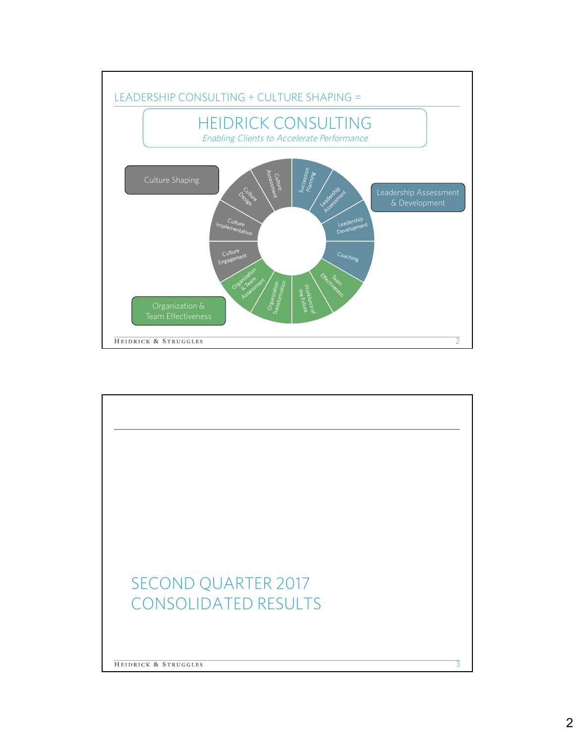## LEADERSHIP CONSULTING + CULTURE SHAPING =

# HEIDRICK CONSULTING

*Enabling Clients to Accelerate Performance*

**Culture Shaping**
- Culture Assessment
- Culture Design
- Culture Implementation
- Culture Engagement

**Leadership Assessment & Development**
- Succession Planning
- Leadership Assessment
- Leadership Development
- Coaching

**Organization & Team Effectiveness**
- Team Effectiveness
- Workforce of the Future
- Organization Transformation
- Organization & Team Assessment

---

# SECOND QUARTER 2017 CONSOLIDATED RESULTS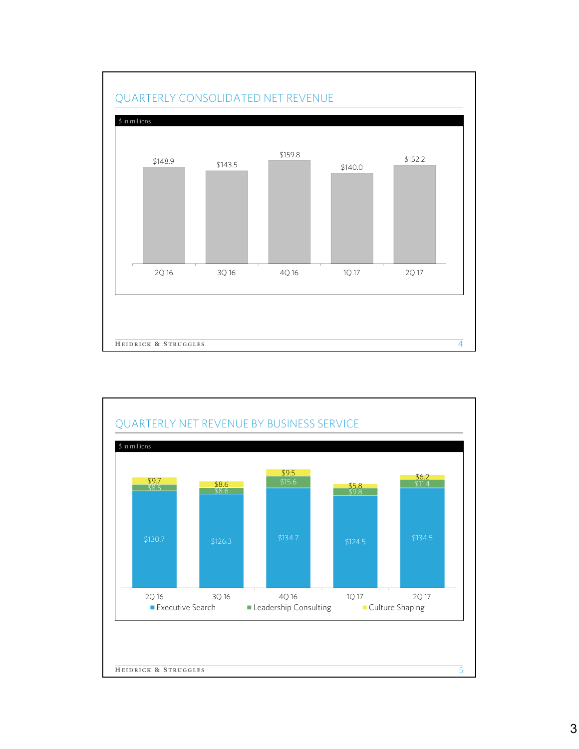## QUARTERLY CONSOLIDATED NET REVENUE

$ in millions

| Quarter | Net Revenue |
|---|---|
| 2Q 16 | $148.9 |
| 3Q 16 | $143.5 |
| 4Q 16 | $159.8 |
| 1Q 17 | $140.0 |
| 2Q 17 | $152.2 |

## QUARTERLY NET REVENUE BY BUSINESS SERVICE

$ in millions

| Quarter | Executive Search | Leadership Consulting | Culture Shaping |
|---|---|---|---|
| 2Q 16 | $130.7 | $8.5 | $9.7 |
| 3Q 16 | $126.3 | $8.6 | $8.6 |
| 4Q 16 | $134.7 | $15.6 | $9.5 |
| 1Q 17 | $124.5 | $9.8 | $5.8 |
| 2Q 17 | $134.5 | $11.4 | $6.2 |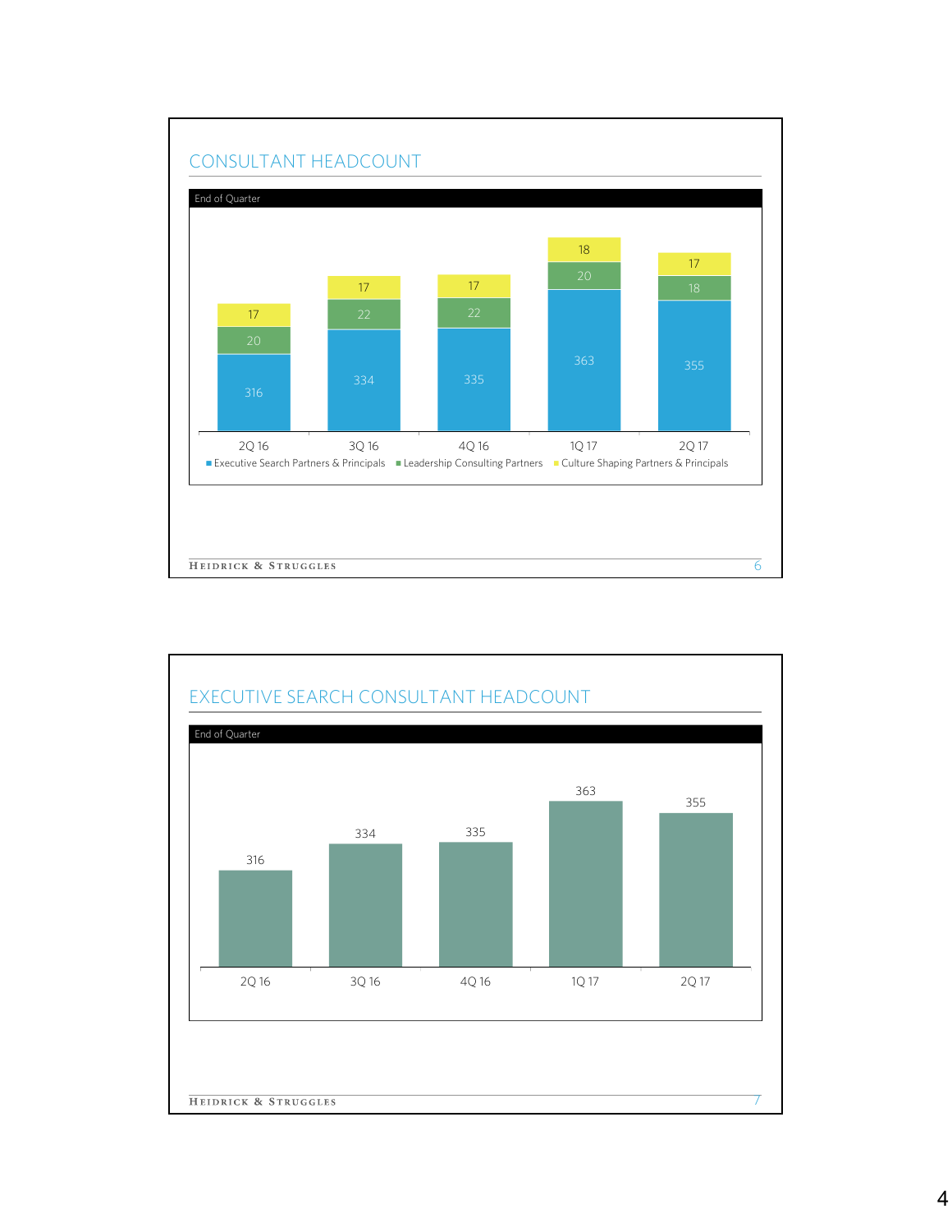## CONSULTANT HEADCOUNT

End of Quarter

| | 2Q 16 | 3Q 16 | 4Q 16 | 1Q 17 | 2Q 17 |
|---|---|---|---|---|---|
| Executive Search Partners & Principals | 316 | 334 | 335 | 363 | 355 |
| Leadership Consulting Partners | 20 | 22 | 22 | 20 | 18 |
| Culture Shaping Partners & Principals | 17 | 17 | 17 | 18 | 17 |

## EXECUTIVE SEARCH CONSULTANT HEADCOUNT

End of Quarter

| 2Q 16 | 3Q 16 | 4Q 16 | 1Q 17 | 2Q 17 |
|---|---|---|---|---|
| 316 | 334 | 335 | 363 | 355 |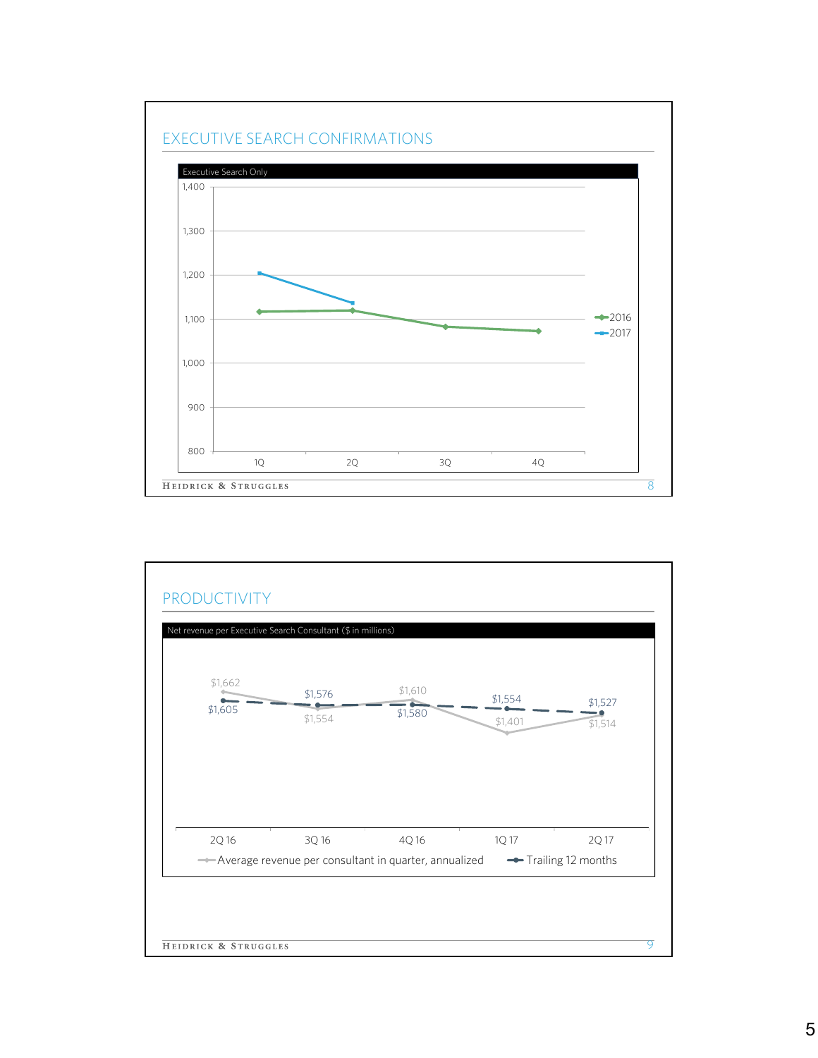## EXECUTIVE SEARCH CONFIRMATIONS

Executive Search Only

| | 1Q | 2Q | 3Q | 4Q |
|---|---|---|---|---|
| 2016 | | | | |
| 2017 | | | | |

## PRODUCTIVITY

Net revenue per Executive Search Consultant ($ in millions)

| | 2Q 16 | 3Q 16 | 4Q 16 | 1Q 17 | 2Q 17 |
|---|---|---|---|---|---|
| Average revenue per consultant in quarter, annualized | $1,662 | $1,554 | $1,610 | $1,401 | $1,514 |
| Trailing 12 months | $1,605 | $1,576 | $1,580 | $1,554 | $1,527 |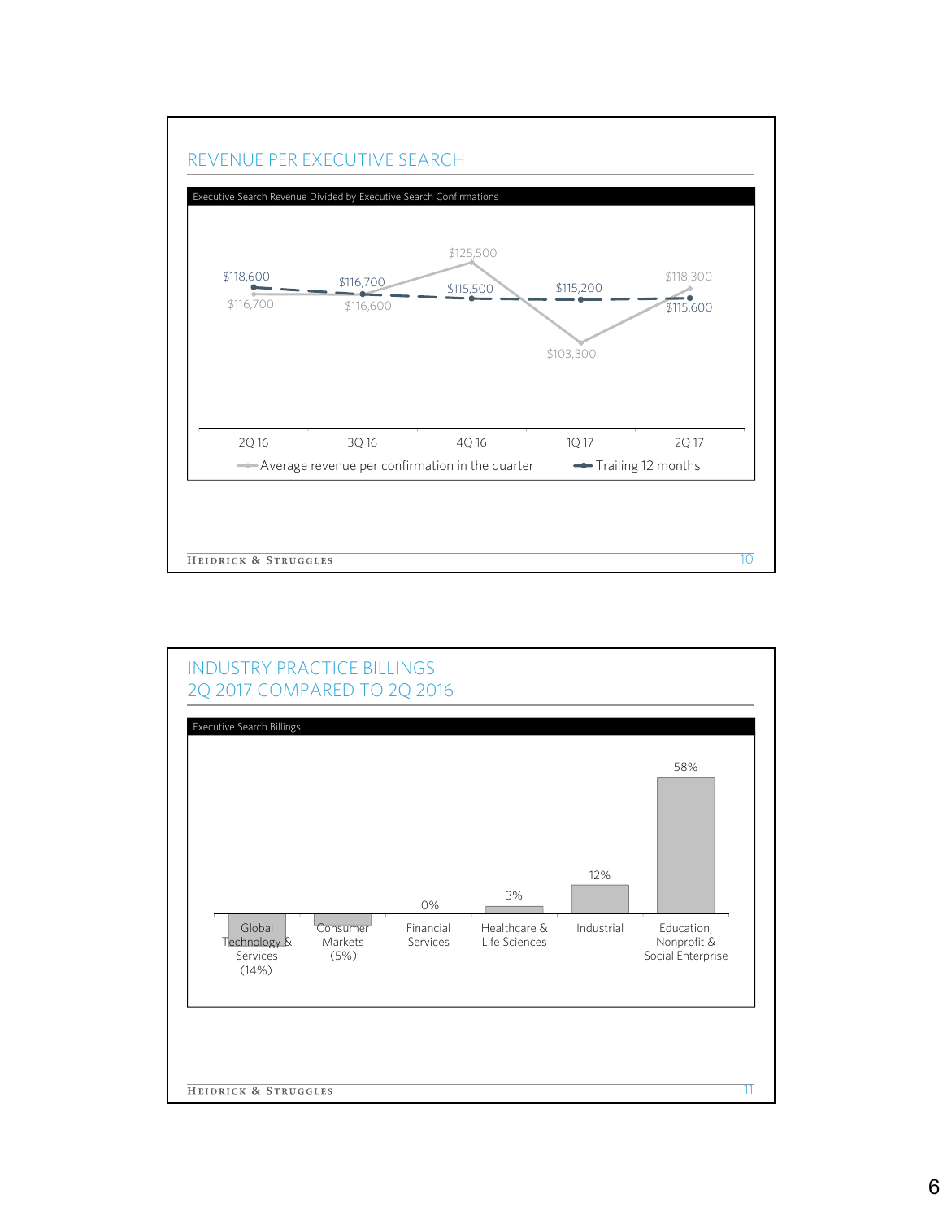## REVENUE PER EXECUTIVE SEARCH

Executive Search Revenue Divided by Executive Search Confirmations

| | 2Q 16 | 3Q 16 | 4Q 16 | 1Q 17 | 2Q 17 |
|---|---|---|---|---|---|
| Average revenue per confirmation in the quarter | $116,700 | $116,600 | $125,500 | $103,300 | $118,300 |
| Trailing 12 months | $118,600 | $116,700 | $115,500 | $115,200 | $115,600 |

## INDUSTRY PRACTICE BILLINGS
## 2Q 2017 COMPARED TO 2Q 2016

Executive Search Billings

| Industry Practice | Change |
|---|---|
| Global Technology & Services | (14%) |
| Consumer Markets | (5%) |
| Financial Services | 0% |
| Healthcare & Life Sciences | 3% |
| Industrial | 12% |
| Education, Nonprofit & Social Enterprise | 58% |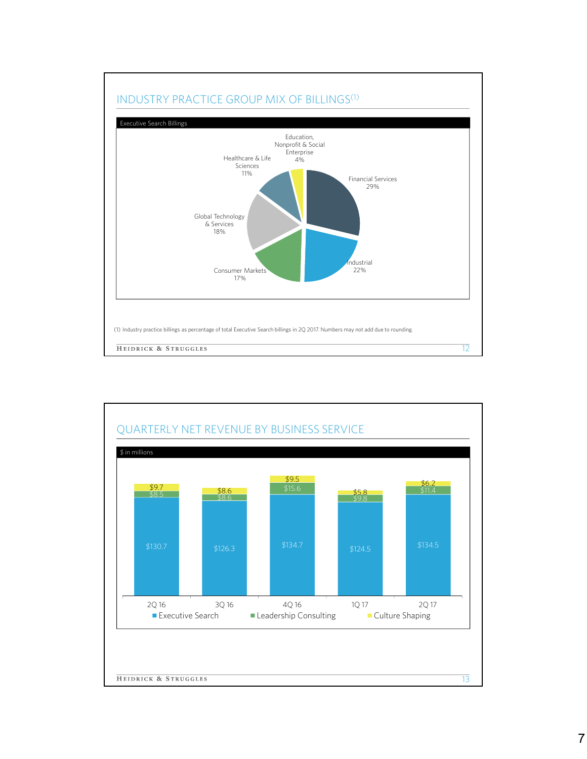## INDUSTRY PRACTICE GROUP MIX OF BILLINGS[1]

Executive Search Billings

| Industry Practice | % of Billings |
|---|---|
| Financial Services | 29% |
| Industrial | 22% |
| Global Technology & Services | 18% |
| Consumer Markets | 17% |
| Healthcare & Life Sciences | 11% |
| Education, Nonprofit & Social Enterprise | 4% |

(1) Industry practice billings as percentage of total Executive Search billings in 2Q 2017. Numbers may not add due to rounding.

## QUARTERLY NET REVENUE BY BUSINESS SERVICE

$ in millions

| | 2Q 16 | 3Q 16 | 4Q 16 | 1Q 17 | 2Q 17 |
|---|---|---|---|---|---|
| Executive Search | $130.7 | $126.3 | $134.7 | $124.5 | $134.5 |
| Leadership Consulting | $8.5 | $8.6 | $15.6 | $9.8 | $11.4 |
| Culture Shaping | $9.7 | $8.6 | $9.5 | $5.8 | $6.2 |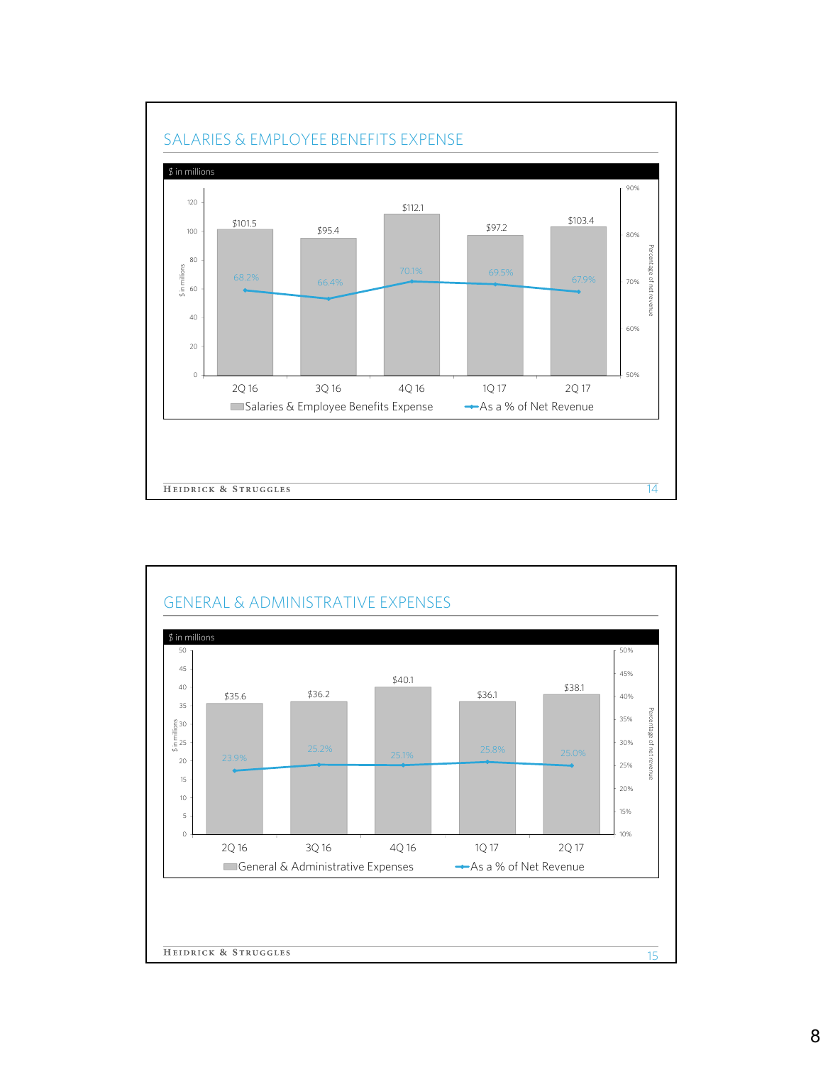## SALARIES & EMPLOYEE BENEFITS EXPENSE

$ in millions

| | 2Q 16 | 3Q 16 | 4Q 16 | 1Q 17 | 2Q 17 |
|---|---|---|---|---|---|
| Salaries & Employee Benefits Expense | $101.5 | $95.4 | $112.1 | $97.2 | $103.4 |
| As a % of Net Revenue | 68.2% | 66.4% | 70.1% | 69.5% | 67.9% |

## GENERAL & ADMINISTRATIVE EXPENSES

$ in millions

| | 2Q 16 | 3Q 16 | 4Q 16 | 1Q 17 | 2Q 17 |
|---|---|---|---|---|---|
| General & Administrative Expenses | $35.6 | $36.2 | $40.1 | $36.1 | $38.1 |
| As a % of Net Revenue | 23.9% | 25.2% | 25.1% | 25.8% | 25.0% |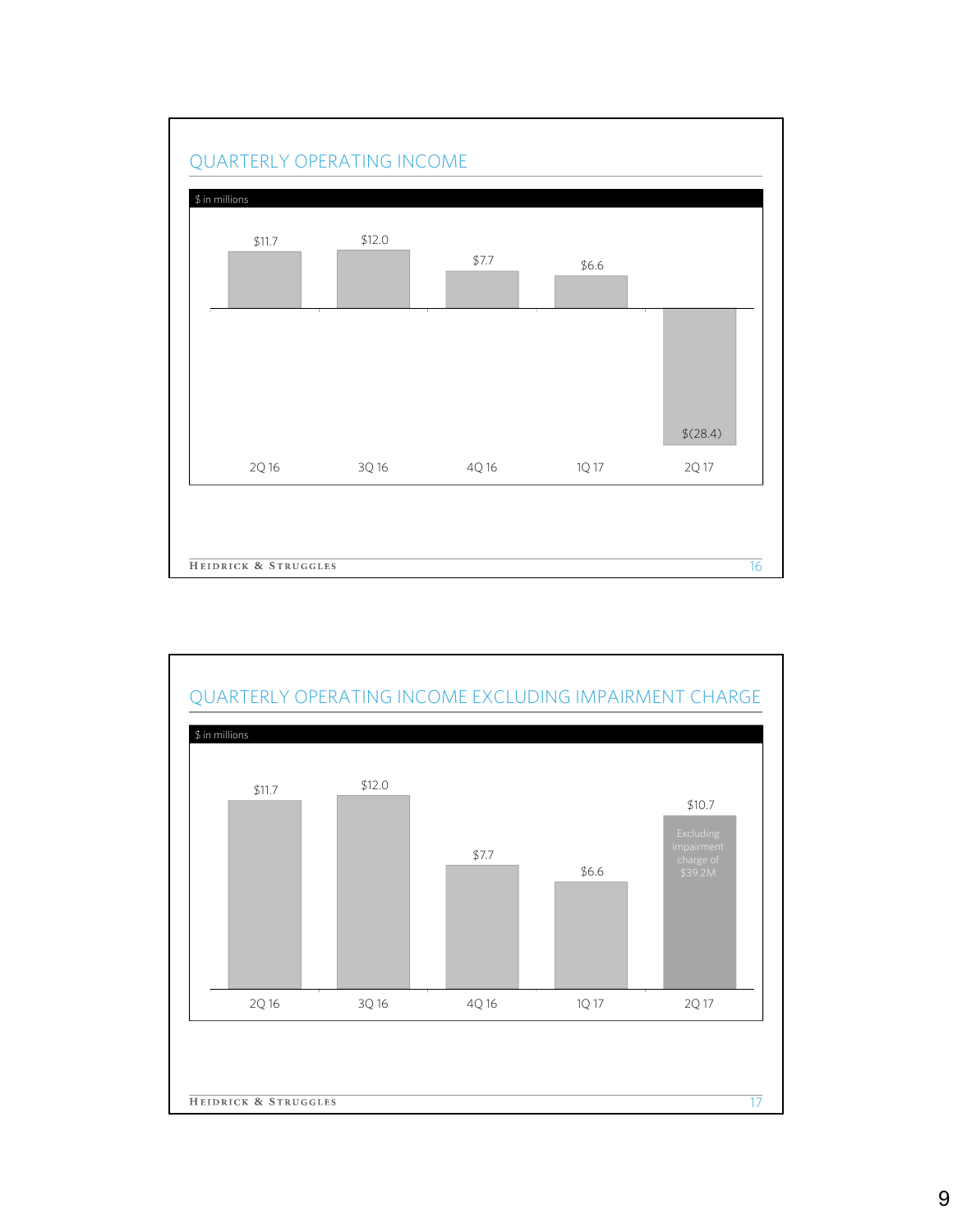## QUARTERLY OPERATING INCOME

$ in millions

| 2Q 16 | 3Q 16 | 4Q 16 | 1Q 17 | 2Q 17 |
|---|---|---|---|---|
| $11.7 | $12.0 | $7.7 | $6.6 | $(28.4) |

## QUARTERLY OPERATING INCOME EXCLUDING IMPAIRMENT CHARGE

$ in millions

| 2Q 16 | 3Q 16 | 4Q 16 | 1Q 17 | 2Q 17 |
|---|---|---|---|---|
| $11.7 | $12.0 | $7.7 | $6.6 | $10.7 (Excluding impairment charge of $39.2M) |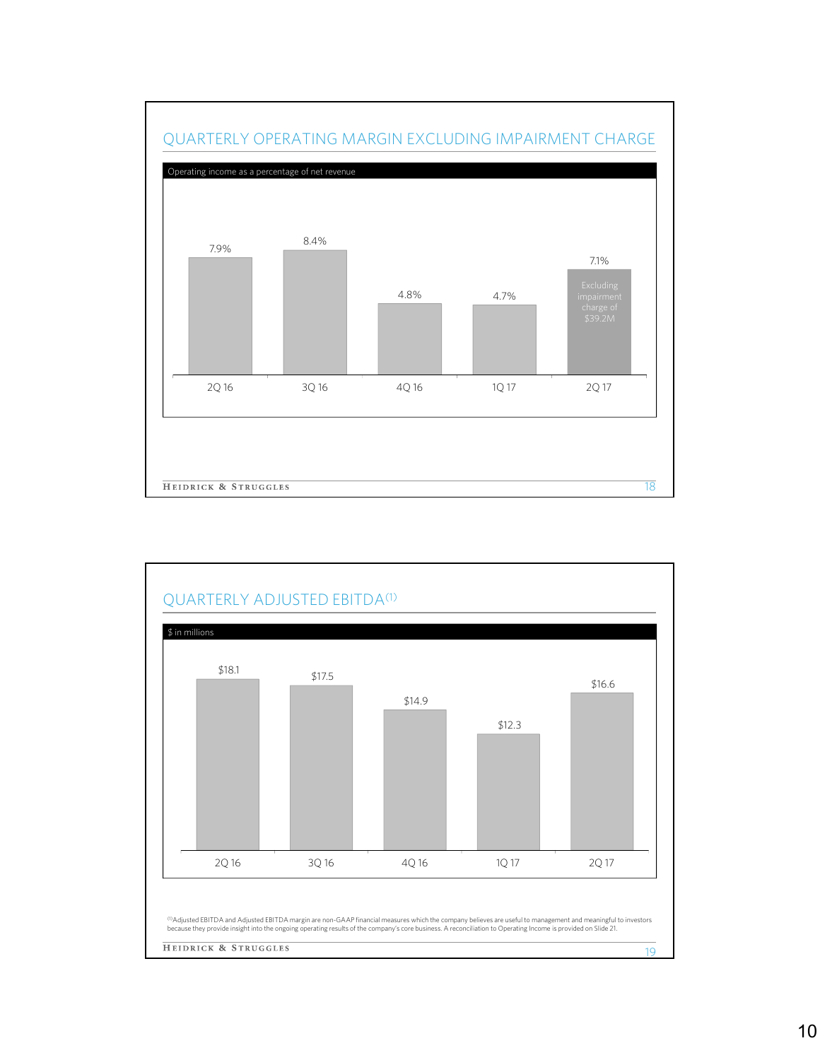## QUARTERLY OPERATING MARGIN EXCLUDING IMPAIRMENT CHARGE

Operating income as a percentage of net revenue

| Quarter | Operating Margin |
|---|---|
| 2Q 16 | 7.9% |
| 3Q 16 | 8.4% |
| 4Q 16 | 4.8% |
| 1Q 17 | 4.7% |
| 2Q 17 | 7.1% (Excluding impairment charge of $39.2M) |

## QUARTERLY ADJUSTED EBITDA[1]

$ in millions

| Quarter | Adjusted EBITDA |
|---|---|
| 2Q 16 | $18.1 |
| 3Q 16 | $17.5 |
| 4Q 16 | $14.9 |
| 1Q 17 | $12.3 |
| 2Q 17 | $16.6 |

[1] Adjusted EBITDA and Adjusted EBITDA margin are non-GAAP financial measures which the company believes are useful to management and meaningful to investors because they provide insight into the ongoing operating results of the company's core business. A reconciliation to Operating Income is provided on Slide 21.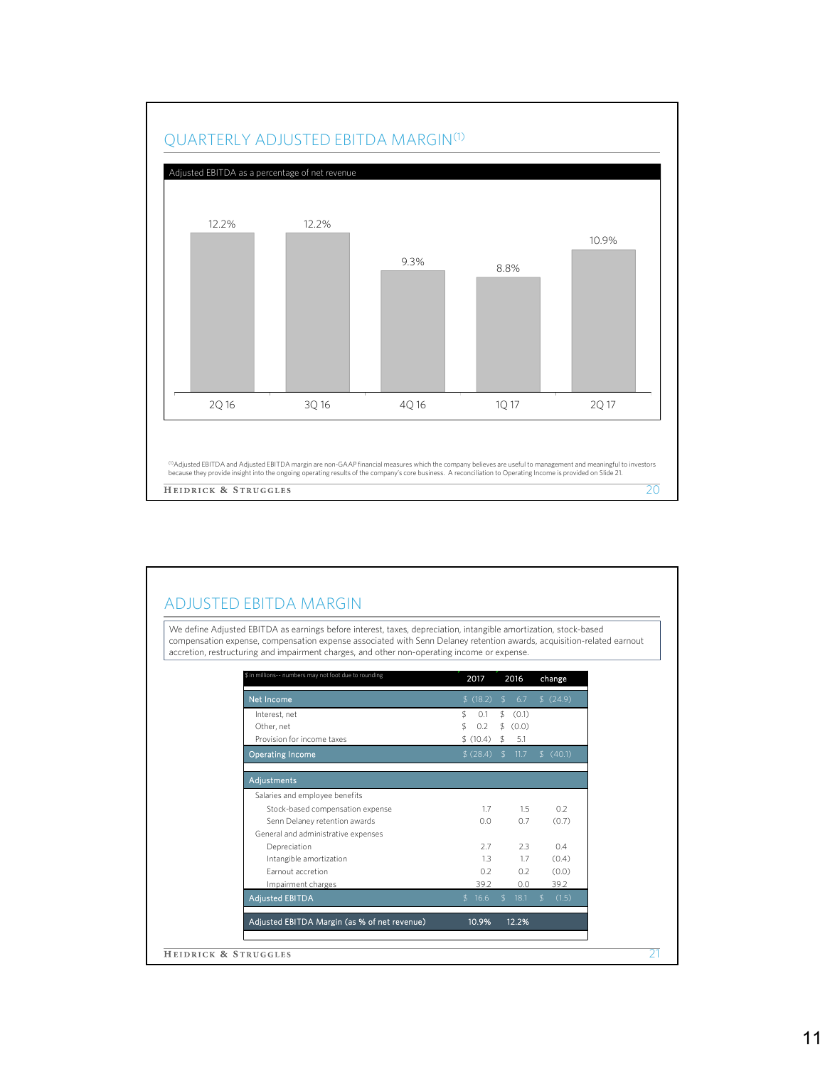## QUARTERLY ADJUSTED EBITDA MARGIN[1]

Adjusted EBITDA as a percentage of net revenue

| 2Q 16 | 3Q 16 | 4Q 16 | 1Q 17 | 2Q 17 |
|---|---|---|---|---|
| 12.2% | 12.2% | 9.3% | 8.8% | 10.9% |

[1]Adjusted EBITDA and Adjusted EBITDA margin are non-GAAP financial measures which the company believes are useful to management and meaningful to investors because they provide insight into the ongoing operating results of the company's core business. A reconciliation to Operating Income is provided on Slide 21.

## ADJUSTED EBITDA MARGIN

We define Adjusted EBITDA as earnings before interest, taxes, depreciation, intangible amortization, stock-based compensation expense, compensation expense associated with Senn Delaney retention awards, acquisition-related earnout accretion, restructuring and impairment charges, and other non-operating income or expense.

| $ in millions-- numbers may not foot due to rounding | 2017 | 2016 | change |
|---|---|---|---|
| **Net Income** | $ (18.2) | $ 6.7 | $ (24.9) |
| Interest, net | $ 0.1 | $ (0.1) | |
| Other, net | $ 0.2 | $ (0.0) | |
| Provision for income taxes | $ (10.4) | $ 5.1 | |
| **Operating Income** | $ (28.4) | $ 11.7 | $ (40.1) |
| **Adjustments** | | | |
| Salaries and employee benefits | | | |
| Stock-based compensation expense | 1.7 | 1.5 | 0.2 |
| Senn Delaney retention awards | 0.0 | 0.7 | (0.7) |
| General and administrative expenses | | | |
| Depreciation | 2.7 | 2.3 | 0.4 |
| Intangible amortization | 1.3 | 1.7 | (0.4) |
| Earnout accretion | 0.2 | 0.2 | (0.0) |
| Impairment charges | 39.2 | 0.0 | 39.2 |
| **Adjusted EBITDA** | $ 16.6 | $ 18.1 | $ (1.5) |
| **Adjusted EBITDA Margin (as % of net revenue)** | 10.9% | 12.2% | |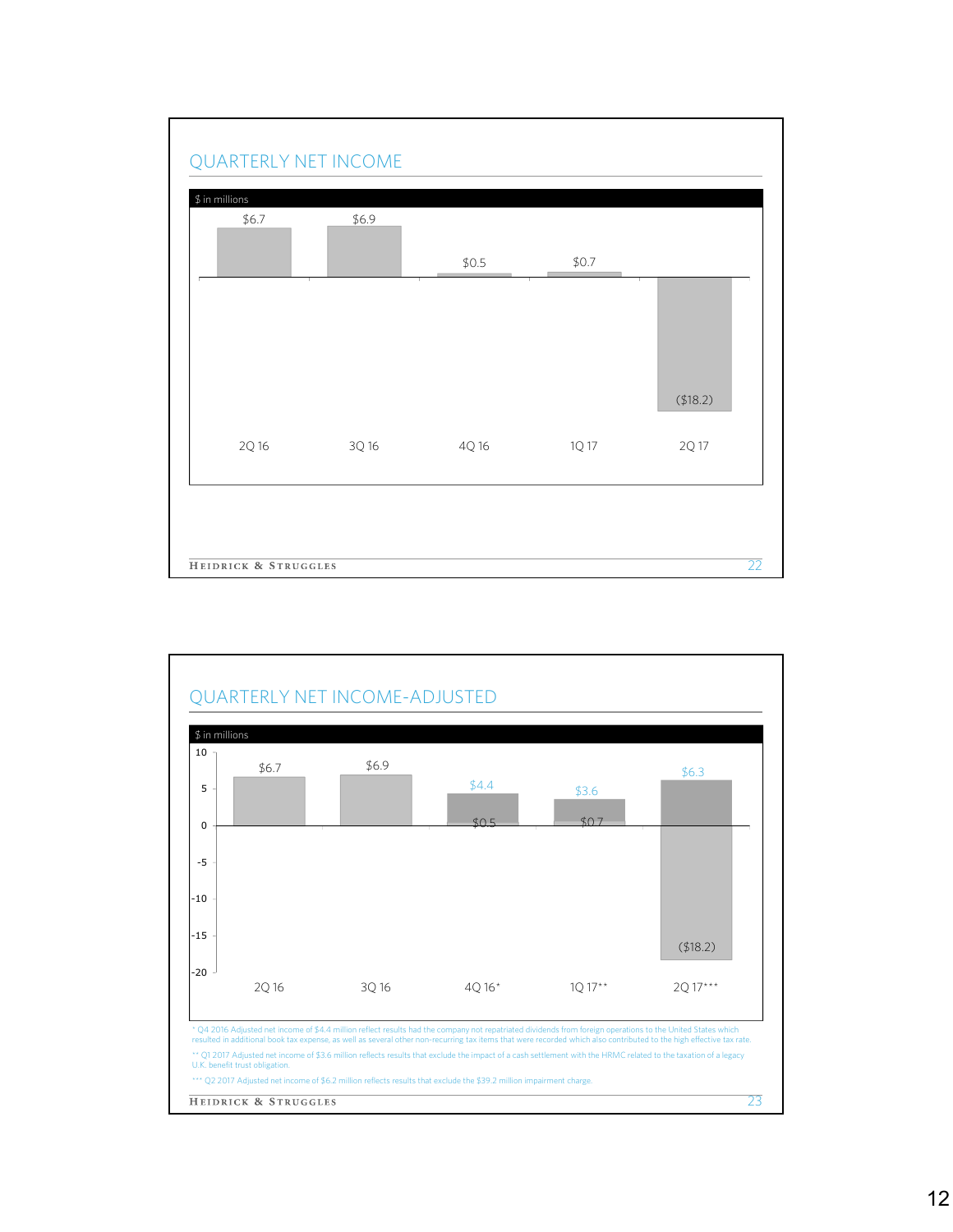## QUARTERLY NET INCOME

$ in millions

| | 2Q 16 | 3Q 16 | 4Q 16 | 1Q 17 | 2Q 17 |
|---|---|---|---|---|---|
| Net Income | $6.7 | $6.9 | $0.5 | $0.7 | ($18.2) |

## QUARTERLY NET INCOME-ADJUSTED

$ in millions

| | 2Q 16 | 3Q 16 | 4Q 16* | 1Q 17** | 2Q 17*** |
|---|---|---|---|---|---|
| Net Income | $6.7 | $6.9 | $0.5 | $0.7 | ($18.2) |
| Adjusted Net Income | | | $4.4 | $3.6 | $6.3 |

\* Q4 2016 Adjusted net income of $4.4 million reflect results had the company not repatriated dividends from foreign operations to the United States which resulted in additional book tax expense, as well as several other non-recurring tax items that were recorded which also contributed to the high effective tax rate.

\*\* Q1 2017 Adjusted net income of $3.6 million reflects results that exclude the impact of a cash settlement with the HRMC related to the taxation of a legacy U.K. benefit trust obligation.

\*\*\* Q2 2017 Adjusted net income of $6.2 million reflects results that exclude the $39.2 million impairment charge.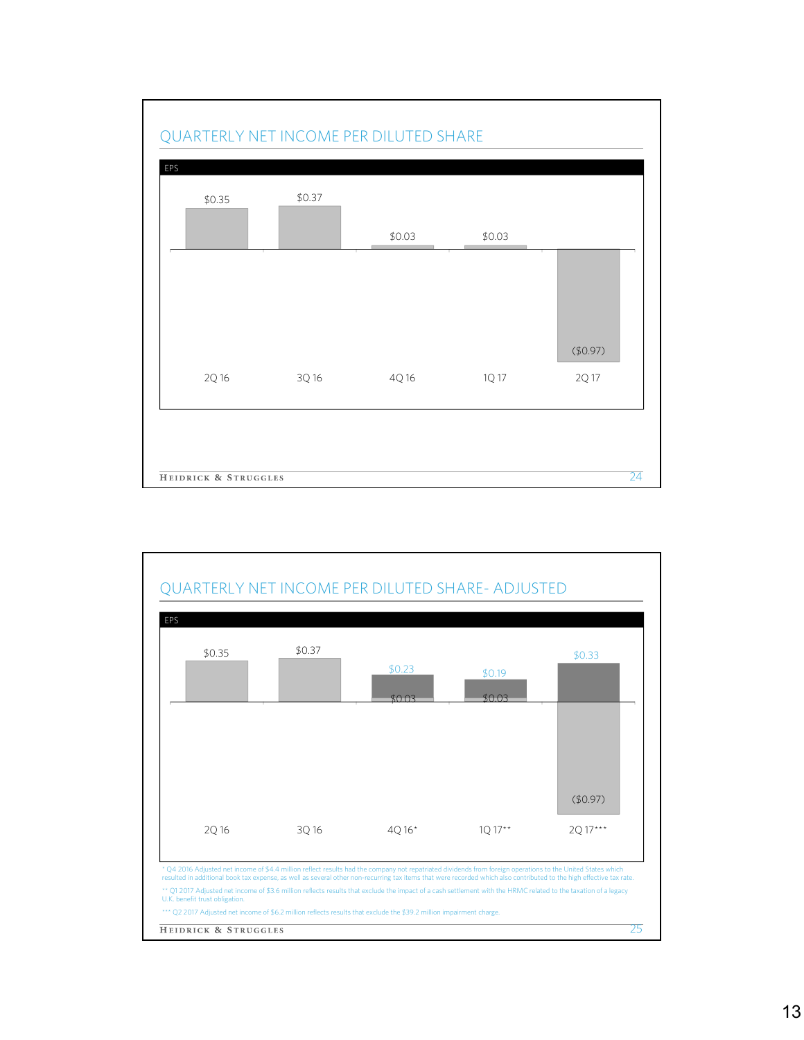## QUARTERLY NET INCOME PER DILUTED SHARE

EPS

| | 2Q 16 | 3Q 16 | 4Q 16 | 1Q 17 | 2Q 17 |
|---|---|---|---|---|---|
| EPS | $0.35 | $0.37 | $0.03 | $0.03 | ($0.97) |

## QUARTERLY NET INCOME PER DILUTED SHARE- ADJUSTED

EPS

| | 2Q 16 | 3Q 16 | 4Q 16* | 1Q 17** | 2Q 17*** |
|---|---|---|---|---|---|
| EPS | $0.35 | $0.37 | $0.03 | $0.03 | ($0.97) |
| Adjusted EPS | | | $0.23 | $0.19 | $0.33 |

* Q4 2016 Adjusted net income of $4.4 million reflect results had the company not repatriated dividends from foreign operations to the United States which resulted in additional book tax expense, as well as several other non-recurring tax items that were recorded which also contributed to the high effective tax rate.

** Q1 2017 Adjusted net income of $3.6 million reflects results that exclude the impact of a cash settlement with the HRMC related to the taxation of a legacy U.K. benefit trust obligation.

*** Q2 2017 Adjusted net income of $6.2 million reflects results that exclude the $39.2 million impairment charge.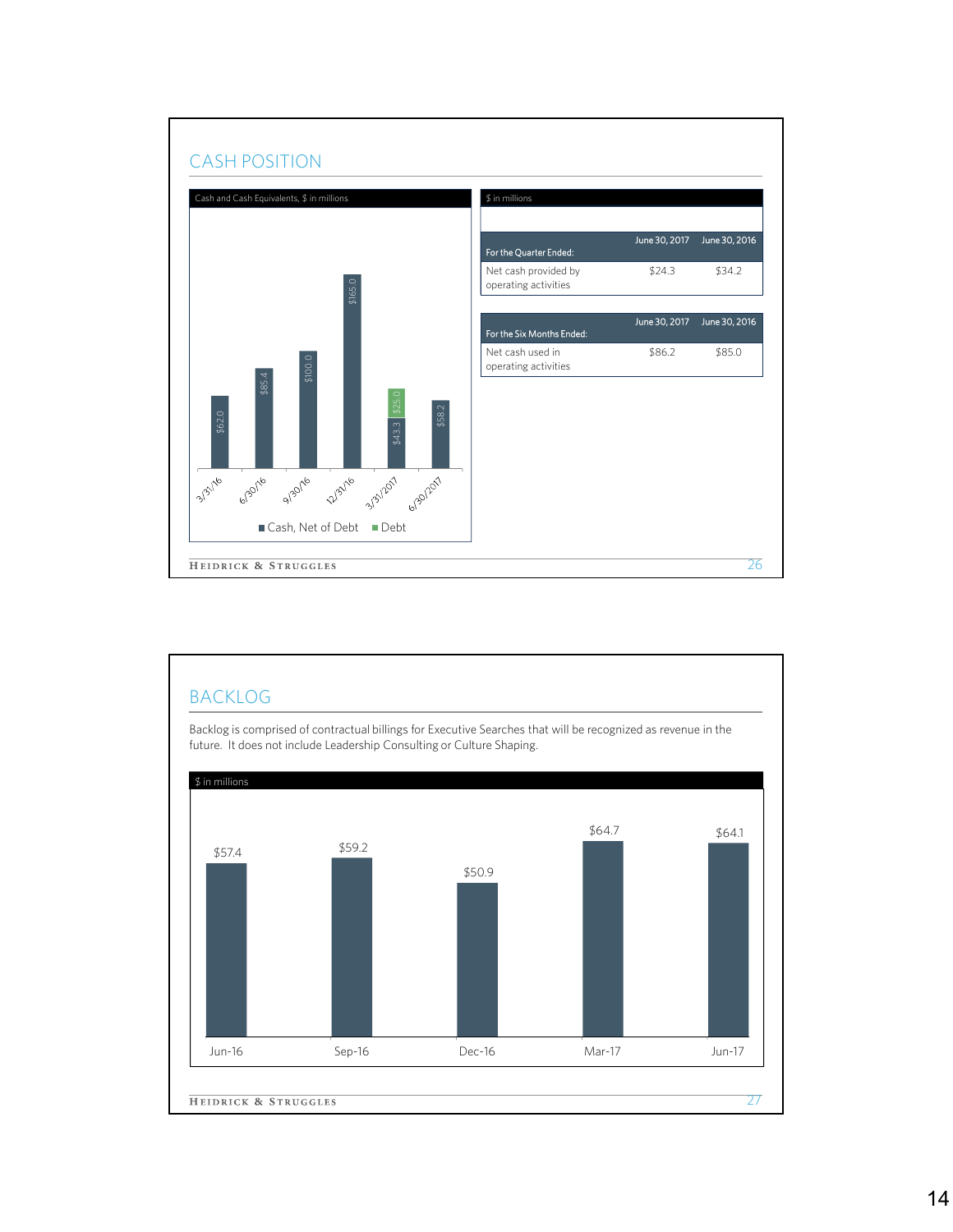## CASH POSITION

Cash and Cash Equivalents, $ in millions

| Date | Cash, Net of Debt | Debt |
|---|---|---|
| 3/31/16 | $62.0 | |
| 6/30/16 | $85.4 | |
| 9/30/16 | $100.0 | |
| 12/31/16 | $165.0 | |
| 3/31/2017 | $43.3 | $25.0 |
| 6/30/2017 | $58.2 | |

$ in millions

| For the Quarter Ended: | June 30, 2017 | June 30, 2016 |
|---|---|---|
| Net cash provided by operating activities | $24.3 | $34.2 |

| For the Six Months Ended: | June 30, 2017 | June 30, 2016 |
|---|---|---|
| Net cash used in operating activities | $86.2 | $85.0 |

## BACKLOG

Backlog is comprised of contractual billings for Executive Searches that will be recognized as revenue in the future. It does not include Leadership Consulting or Culture Shaping.

$ in millions

| Jun-16 | Sep-16 | Dec-16 | Mar-17 | Jun-17 |
|---|---|---|---|---|
| $57.4 | $59.2 | $50.9 | $64.7 | $64.1 |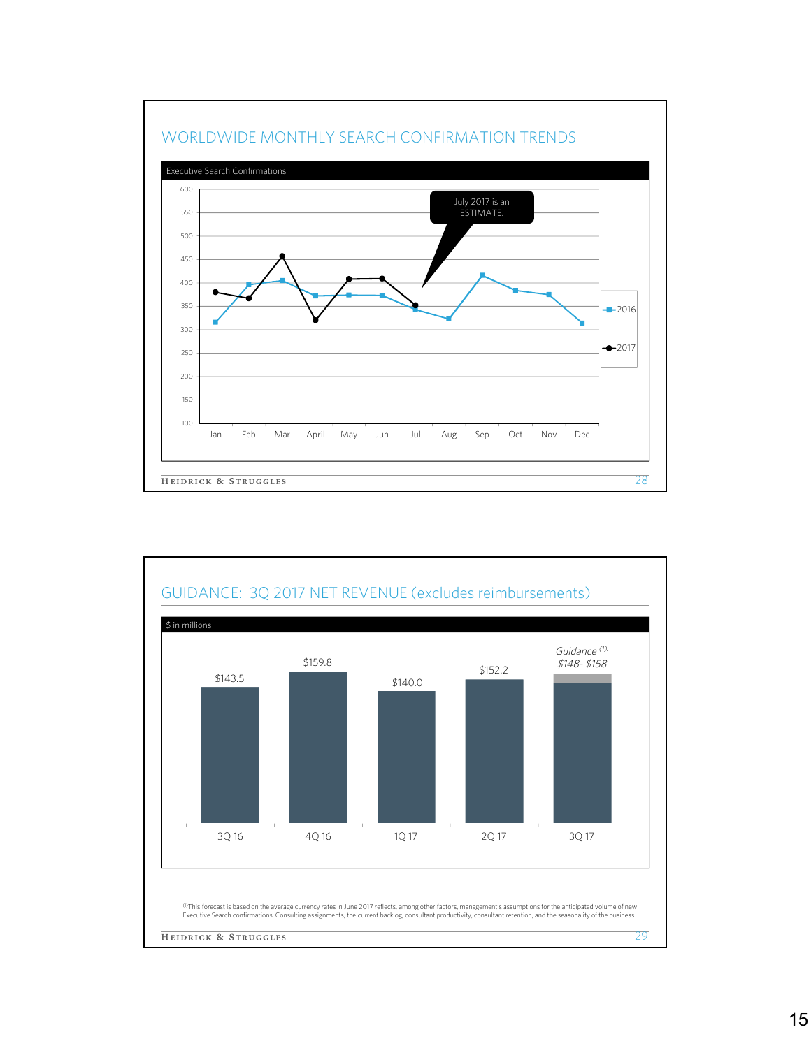## WORLDWIDE MONTHLY SEARCH CONFIRMATION TRENDS

Executive Search Confirmations

July 2017 is an ESTIMATE.

## GUIDANCE: 3Q 2017 NET REVENUE (excludes reimbursements)

$ in millions

| 3Q 16 | 4Q 16 | 1Q 17 | 2Q 17 | 3Q 17 |
|---|---|---|---|---|
| $143.5 | $159.8 | $140.0 | $152.2 | *Guidance [1]: $148- $158* |

[1]This forecast is based on the average currency rates in June 2017 reflects, among other factors, management's assumptions for the anticipated volume of new Executive Search confirmations, Consulting assignments, the current backlog, consultant productivity, consultant retention, and the seasonality of the business.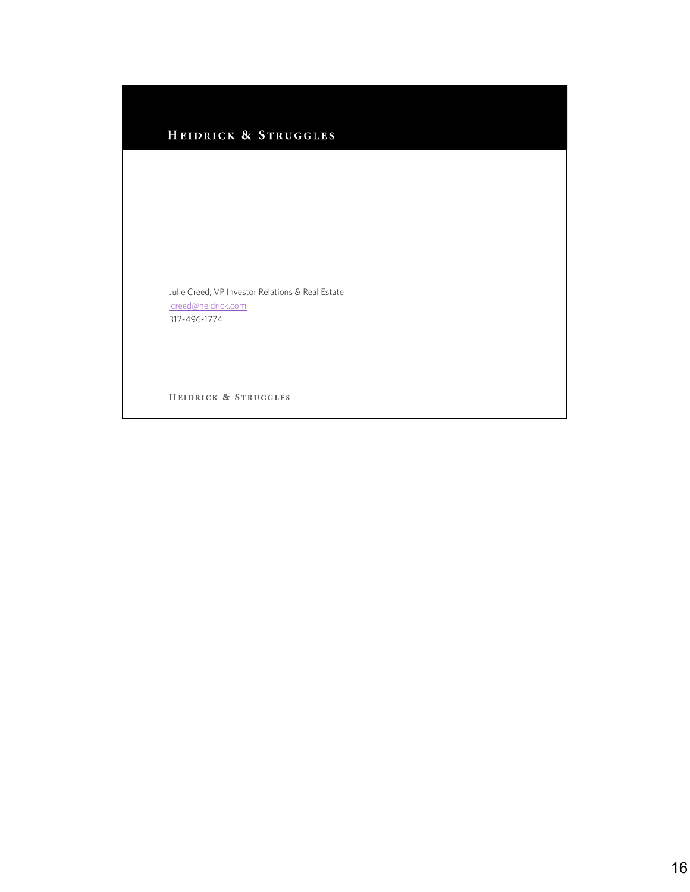HEIDRICK & STRUGGLES

Julie Creed, VP Investor Relations & Real Estate
jcreed@heidrick.com
312-496-1774

HEIDRICK & STRUGGLES